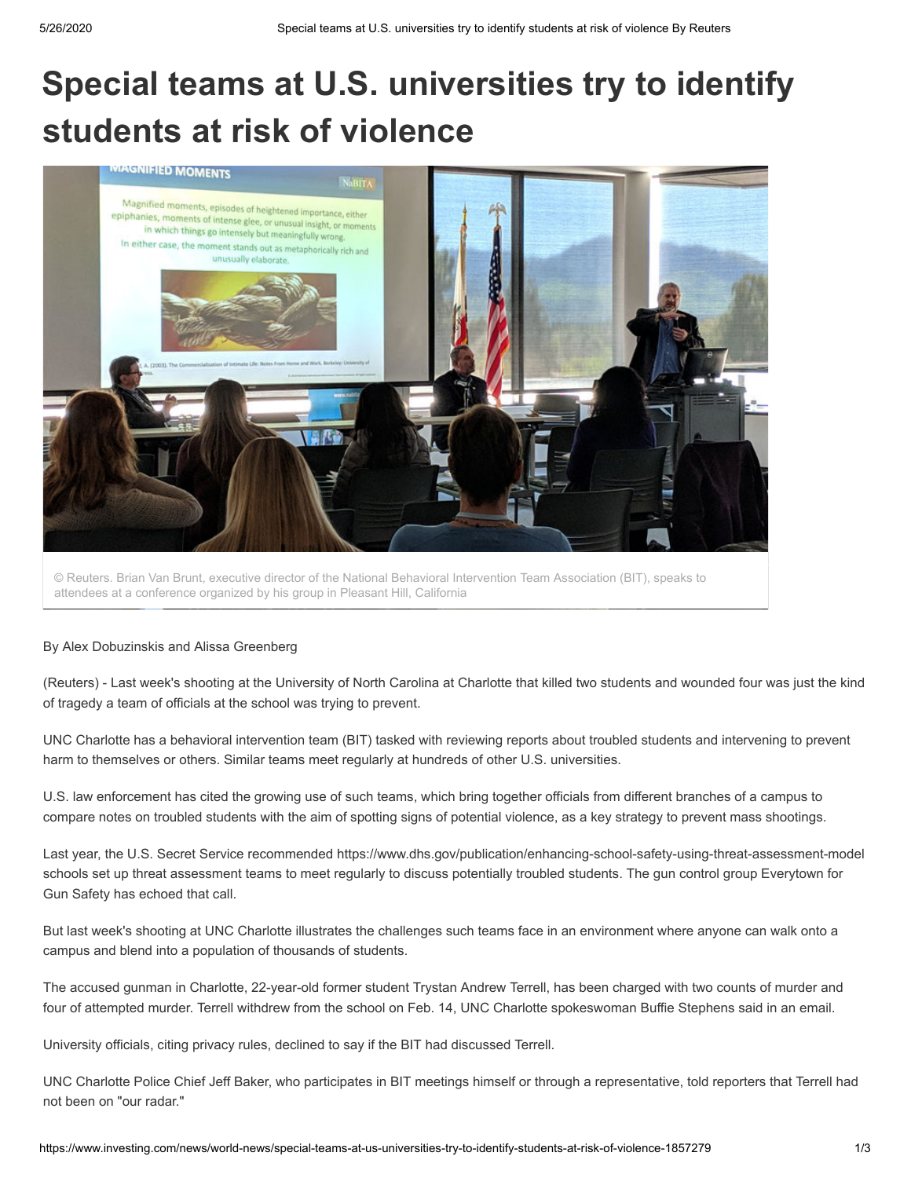# Special teams at U.S. universities try to identify students at risk of violence

© Reuters. Brian Van Brunt, executive director of the National Behavioral Intervention Team Association (BIT), speaks to attendees at a conference organized by his group in Pleasant Hill, California

By Alex Dobuzinskis and Alissa Greenberg

(Reuters) - Last week's shooting at the University of North Carolina at Charlotte that killed two students and wounded four was just the kind of tragedy a team of officials at the school was trying to prevent.

UNC Charlotte has a behavioral intervention team (BIT) tasked with reviewing reports about troubled students and intervening to prevent harm to themselves or others. Similar teams meet regularly at hundreds of other U.S. universities.

U.S. law enforcement has cited the growing use of such teams, which bring together officials from different branches of a campus to compare notes on troubled students with the aim of spotting signs of potential violence, as a key strategy to prevent mass shootings.

Last year, the U.S. Secret Service recommended https://www.dhs.gov/publication/enhancing-school-safety-using-threat-assessment-model schools set up threat assessment teams to meet regularly to discuss potentially troubled students. The gun control group Everytown for Gun Safety has echoed that call.

But last week's shooting at UNC Charlotte illustrates the challenges such teams face in an environment where anyone can walk onto a campus and blend into a population of thousands of students.

The accused gunman in Charlotte, 22-year-old former student Trystan Andrew Terrell, has been charged with two counts of murder and four of attempted murder. Terrell withdrew from the school on Feb. 14, UNC Charlotte spokeswoman Buffie Stephens said in an email.

University officials, citing privacy rules, declined to say if the BIT had discussed Terrell.

UNC Charlotte Police Chief Jeff Baker, who participates in BIT meetings himself or through a representative, told reporters that Terrell had not been on "our radar."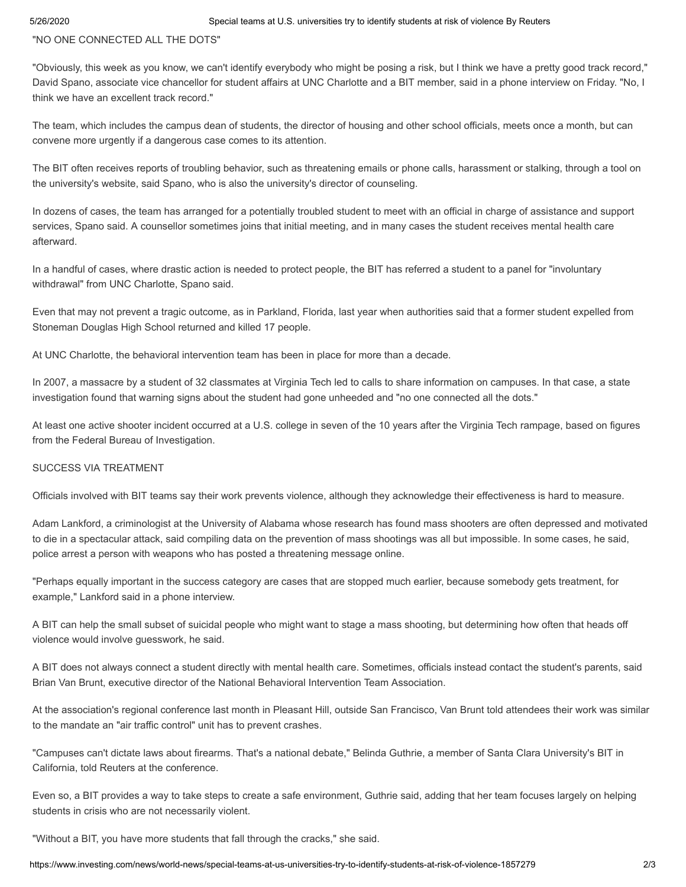"NO ONE CONNECTED ALL THE DOTS"

"Obviously, this week as you know, we can't identify everybody who might be posing a risk, but I think we have a pretty good track record," David Spano, associate vice chancellor for student affairs at UNC Charlotte and a BIT member, said in a phone interview on Friday. "No, I think we have an excellent track record."

The team, which includes the campus dean of students, the director of housing and other school officials, meets once a month, but can convene more urgently if a dangerous case comes to its attention.

The BIT often receives reports of troubling behavior, such as threatening emails or phone calls, harassment or stalking, through a tool on the university's website, said Spano, who is also the university's director of counseling.

In dozens of cases, the team has arranged for a potentially troubled student to meet with an official in charge of assistance and support services, Spano said. A counsellor sometimes joins that initial meeting, and in many cases the student receives mental health care afterward.

In a handful of cases, where drastic action is needed to protect people, the BIT has referred a student to a panel for "involuntary withdrawal" from UNC Charlotte, Spano said.

Even that may not prevent a tragic outcome, as in Parkland, Florida, last year when authorities said that a former student expelled from Stoneman Douglas High School returned and killed 17 people.

At UNC Charlotte, the behavioral intervention team has been in place for more than a decade.

In 2007, a massacre by a student of 32 classmates at Virginia Tech led to calls to share information on campuses. In that case, a state investigation found that warning signs about the student had gone unheeded and "no one connected all the dots."

At least one active shooter incident occurred at a U.S. college in seven of the 10 years after the Virginia Tech rampage, based on figures from the Federal Bureau of Investigation.

SUCCESS VIA TREATMENT

Officials involved with BIT teams say their work prevents violence, although they acknowledge their effectiveness is hard to measure.

Adam Lankford, a criminologist at the University of Alabama whose research has found mass shooters are often depressed and motivated to die in a spectacular attack, said compiling data on the prevention of mass shootings was all but impossible. In some cases, he said, police arrest a person with weapons who has posted a threatening message online.

"Perhaps equally important in the success category are cases that are stopped much earlier, because somebody gets treatment, for example," Lankford said in a phone interview.

A BIT can help the small subset of suicidal people who might want to stage a mass shooting, but determining how often that heads off violence would involve guesswork, he said.

A BIT does not always connect a student directly with mental health care. Sometimes, officials instead contact the student's parents, said Brian Van Brunt, executive director of the National Behavioral Intervention Team Association.

At the association's regional conference last month in Pleasant Hill, outside San Francisco, Van Brunt told attendees their work was similar to the mandate an "air traffic control" unit has to prevent crashes.

"Campuses can't dictate laws about firearms. That's a national debate," Belinda Guthrie, a member of Santa Clara University's BIT in California, told Reuters at the conference.

Even so, a BIT provides a way to take steps to create a safe environment, Guthrie said, adding that her team focuses largely on helping students in crisis who are not necessarily violent.

"Without a BIT, you have more students that fall through the cracks," she said.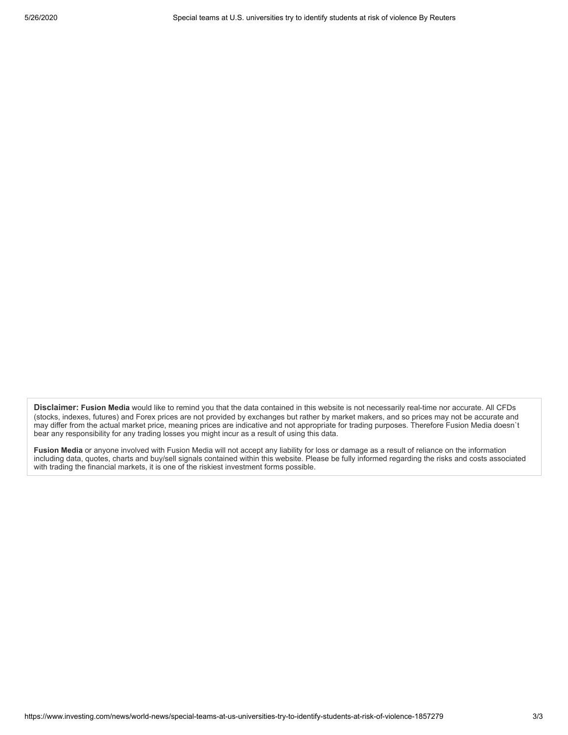**Disclaimer:** **Fusion Media** would like to remind you that the data contained in this website is not necessarily real-time nor accurate. All CFDs (stocks, indexes, futures) and Forex prices are not provided by exchanges but rather by market makers, and so prices may not be accurate and may differ from the actual market price, meaning prices are indicative and not appropriate for trading purposes. Therefore Fusion Media doesn`t bear any responsibility for any trading losses you might incur as a result of using this data.

**Fusion Media** or anyone involved with Fusion Media will not accept any liability for loss or damage as a result of reliance on the information including data, quotes, charts and buy/sell signals contained within this website. Please be fully informed regarding the risks and costs associated with trading the financial markets, it is one of the riskiest investment forms possible.